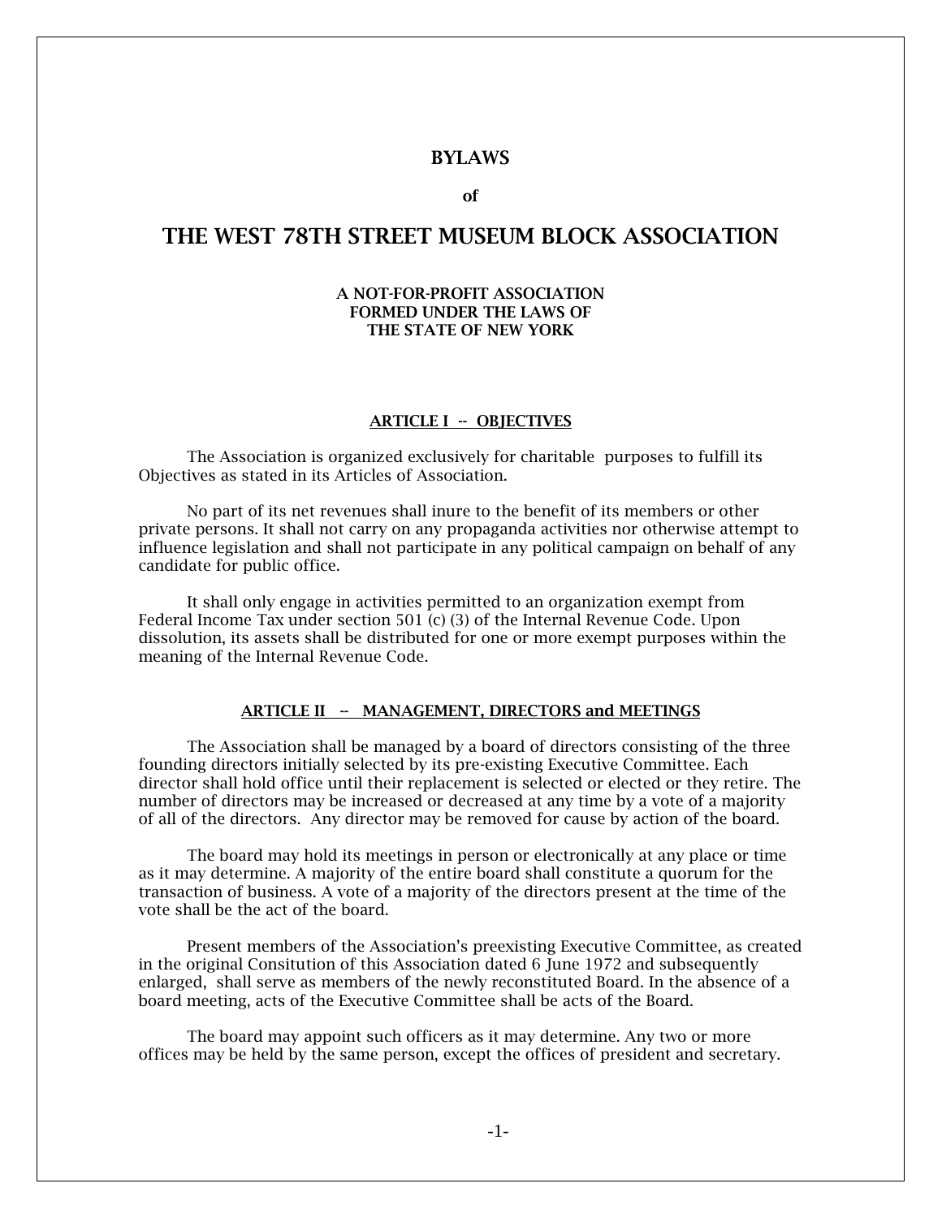# BYLAWS

**of**

# THE WEST 78TH STREET MUSEUM BLOCK ASSOCIATION

**A NOT-FOR-PROFIT ASSOCIATION**
**FORMED UNDER THE LAWS OF**
**THE STATE OF NEW YORK**

## ARTICLE I -- OBJECTIVES

The Association is organized exclusively for charitable purposes to fulfill its Objectives as stated in its Articles of Association.

No part of its net revenues shall inure to the benefit of its members or other private persons. It shall not carry on any propaganda activities nor otherwise attempt to influence legislation and shall not participate in any political campaign on behalf of any candidate for public office.

It shall only engage in activities permitted to an organization exempt from Federal Income Tax under section 501 (c) (3) of the Internal Revenue Code. Upon dissolution, its assets shall be distributed for one or more exempt purposes within the meaning of the Internal Revenue Code.

## ARTICLE II -- MANAGEMENT, DIRECTORS and MEETINGS

The Association shall be managed by a board of directors consisting of the three founding directors initially selected by its pre-existing Executive Committee. Each director shall hold office until their replacement is selected or elected or they retire. The number of directors may be increased or decreased at any time by a vote of a majority of all of the directors. Any director may be removed for cause by action of the board.

The board may hold its meetings in person or electronically at any place or time as it may determine. A majority of the entire board shall constitute a quorum for the transaction of business. A vote of a majority of the directors present at the time of the vote shall be the act of the board.

Present members of the Association's preexisting Executive Committee, as created in the original Consitution of this Association dated 6 June 1972 and subsequently enlarged, shall serve as members of the newly reconstituted Board. In the absence of a board meeting, acts of the Executive Committee shall be acts of the Board.

The board may appoint such officers as it may determine. Any two or more offices may be held by the same person, except the offices of president and secretary.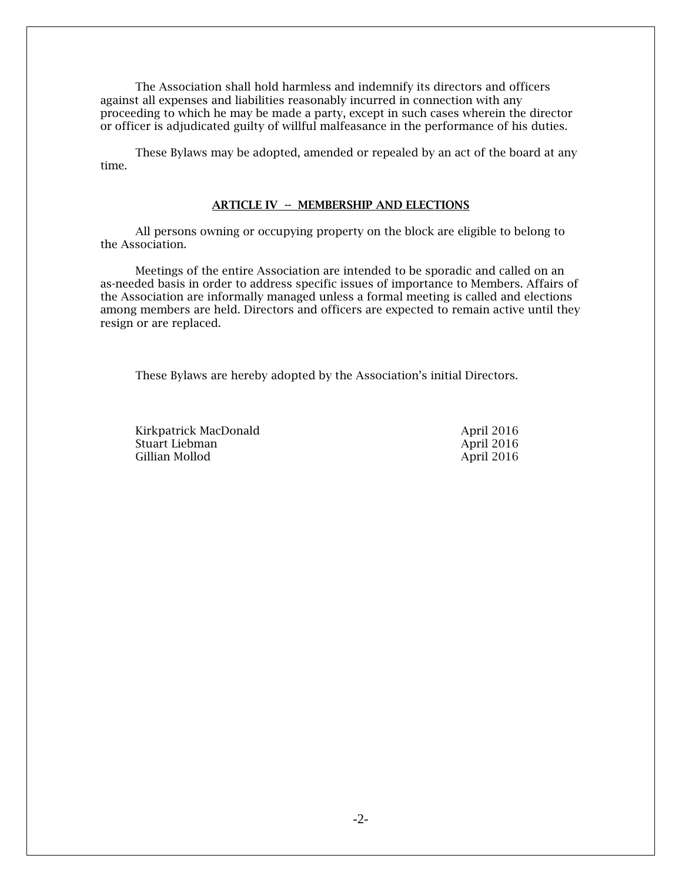The Association shall hold harmless and indemnify its directors and officers against all expenses and liabilities reasonably incurred in connection with any proceeding to which he may be made a party, except in such cases wherein the director or officer is adjudicated guilty of willful malfeasance in the performance of his duties.

These Bylaws may be adopted, amended or repealed by an act of the board at any time.

## ARTICLE IV -- MEMBERSHIP AND ELECTIONS

All persons owning or occupying property on the block are eligible to belong to the Association.

Meetings of the entire Association are intended to be sporadic and called on an as-needed basis in order to address specific issues of importance to Members. Affairs of the Association are informally managed unless a formal meeting is called and elections among members are held. Directors and officers are expected to remain active until they resign or are replaced.

These Bylaws are hereby adopted by the Association's initial Directors.

| | |
|---|---|
| Kirkpatrick MacDonald | April 2016 |
| Stuart Liebman | April 2016 |
| Gillian Mollod | April 2016 |